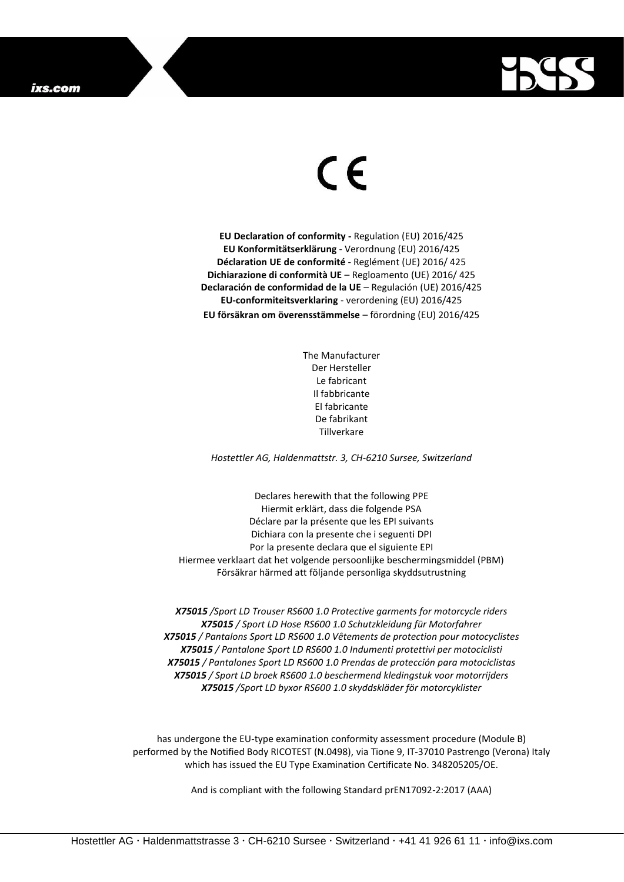CE

**EU Declaration of conformity -** Regulation (EU) 2016/425
**EU Konformitätserklärung** - Verordnung (EU) 2016/425
**Déclaration UE de conformité** - Reglément (UE) 2016/ 425
**Dichiarazione di conformità UE** – Regloamento (UE) 2016/ 425
**Declaración de conformidad de la UE** – Regulación (UE) 2016/425
**EU-conformiteitsverklaring** - verordening (EU) 2016/425
**EU försäkran om överensstämmelse** – förordning (EU) 2016/425

The Manufacturer
Der Hersteller
Le fabricant
Il fabbricante
El fabricante
De fabrikant
Tillverkare

*Hostettler AG, Haldenmattstr. 3, CH-6210 Sursee, Switzerland*

Declares herewith that the following PPE
Hiermit erklärt, dass die folgende PSA
Déclare par la présente que les EPI suivants
Dichiara con la presente che i seguenti DPI
Por la presente declara que el siguiente EPI
Hiermee verklaart dat het volgende persoonlijke beschermingsmiddel (PBM)
Försäkrar härmed att följande personliga skyddsutrustning

***X75015** /Sport LD Trouser RS600 1.0 Protective garments for motorcycle riders*
***X75015** / Sport LD Hose RS600 1.0 Schutzkleidung für Motorfahrer*
***X75015** / Pantalons Sport LD RS600 1.0 Vêtements de protection pour motocyclistes*
***X75015** / Pantalone Sport LD RS600 1.0 Indumenti protettivi per motociclisti*
***X75015** / Pantalones Sport LD RS600 1.0 Prendas de protección para motociclistas*
***X75015** / Sport LD broek RS600 1.0 beschermend kledingstuk voor motorrijders*
***X75015** /Sport LD byxor RS600 1.0 skyddskläder för motorcyklister*

has undergone the EU-type examination conformity assessment procedure (Module B) performed by the Notified Body RICOTEST (N.0498), via Tione 9, IT-37010 Pastrengo (Verona) Italy which has issued the EU Type Examination Certificate No. 348205205/OE.

And is compliant with the following Standard prEN17092-2:2017 (AAA)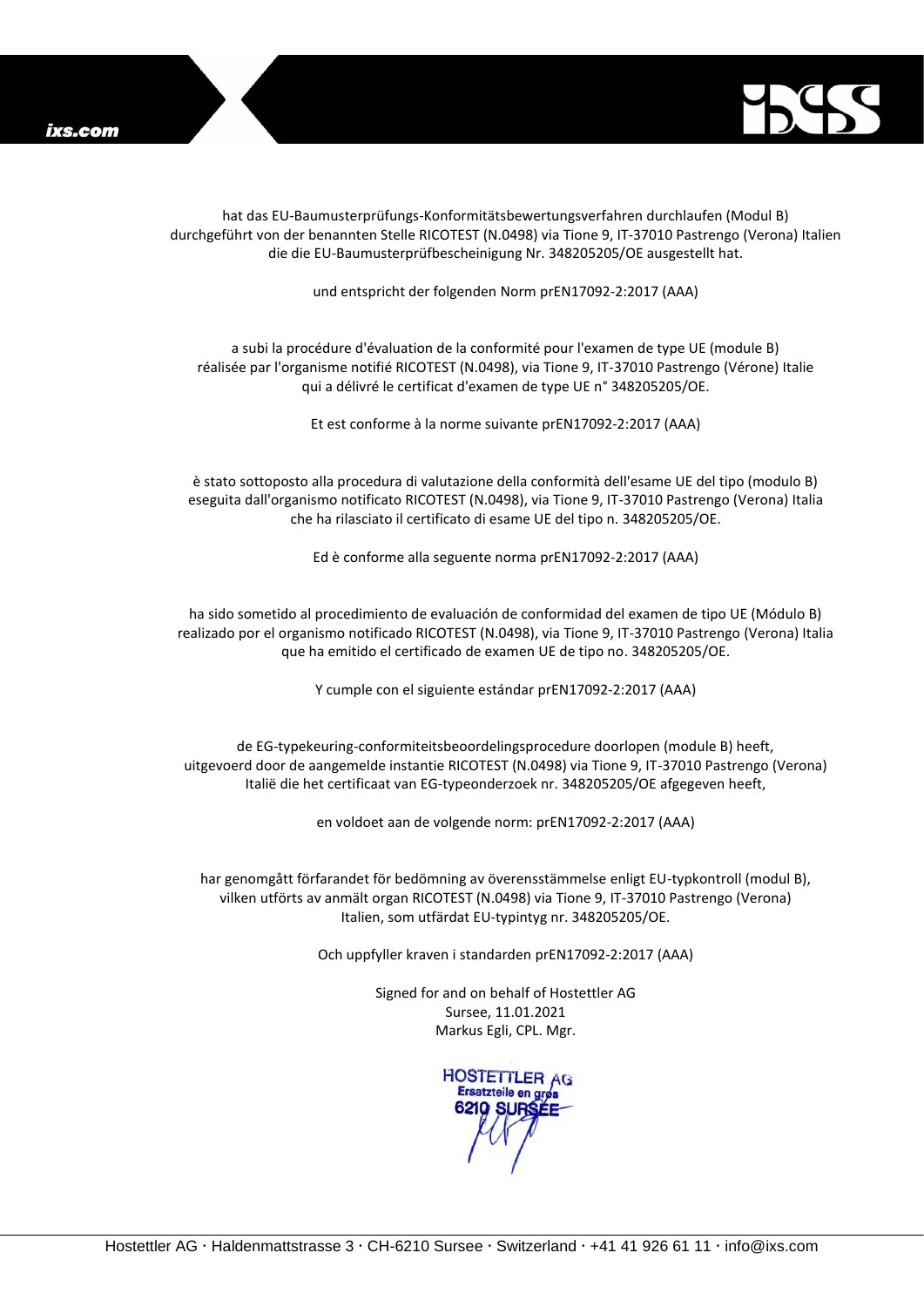hat das EU-Baumusterprüfungs-Konformitätsbewertungsverfahren durchlaufen (Modul B) durchgeführt von der benannten Stelle RICOTEST (N.0498) via Tione 9, IT-37010 Pastrengo (Verona) Italien die die EU-Baumusterprüfbescheinigung Nr. 348205205/OE ausgestellt hat.

und entspricht der folgenden Norm prEN17092-2:2017 (AAA)

a subi la procédure d'évaluation de la conformité pour l'examen de type UE (module B) réalisée par l'organisme notifié RICOTEST (N.0498), via Tione 9, IT-37010 Pastrengo (Vérone) Italie qui a délivré le certificat d'examen de type UE n° 348205205/OE.

Et est conforme à la norme suivante prEN17092-2:2017 (AAA)

è stato sottoposto alla procedura di valutazione della conformità dell'esame UE del tipo (modulo B) eseguita dall'organismo notificato RICOTEST (N.0498), via Tione 9, IT-37010 Pastrengo (Verona) Italia che ha rilasciato il certificato di esame UE del tipo n. 348205205/OE.

Ed è conforme alla seguente norma prEN17092-2:2017 (AAA)

ha sido sometido al procedimiento de evaluación de conformidad del examen de tipo UE (Módulo B) realizado por el organismo notificado RICOTEST (N.0498), via Tione 9, IT-37010 Pastrengo (Verona) Italia que ha emitido el certificado de examen UE de tipo no. 348205205/OE.

Y cumple con el siguiente estándar prEN17092-2:2017 (AAA)

de EG-typekeuring-conformiteitsbeoordelingsprocedure doorlopen (module B) heeft, uitgevoerd door de aangemelde instantie RICOTEST (N.0498) via Tione 9, IT-37010 Pastrengo (Verona) Italië die het certificaat van EG-typeonderzoek nr. 348205205/OE afgegeven heeft,

en voldoet aan de volgende norm: prEN17092-2:2017 (AAA)

har genomgått förfarandet för bedömning av överensstämmelse enligt EU-typkontroll (modul B), vilken utförts av anmält organ RICOTEST (N.0498) via Tione 9, IT-37010 Pastrengo (Verona) Italien, som utfärdat EU-typintyg nr. 348205205/OE.

Och uppfyller kraven i standarden prEN17092-2:2017 (AAA)

Signed for and on behalf of Hostettler AG
Sursee, 11.01.2021
Markus Egli, CPL. Mgr.

HOSTETTLER AG
Ersatzteile en gros
6210 SURSEE